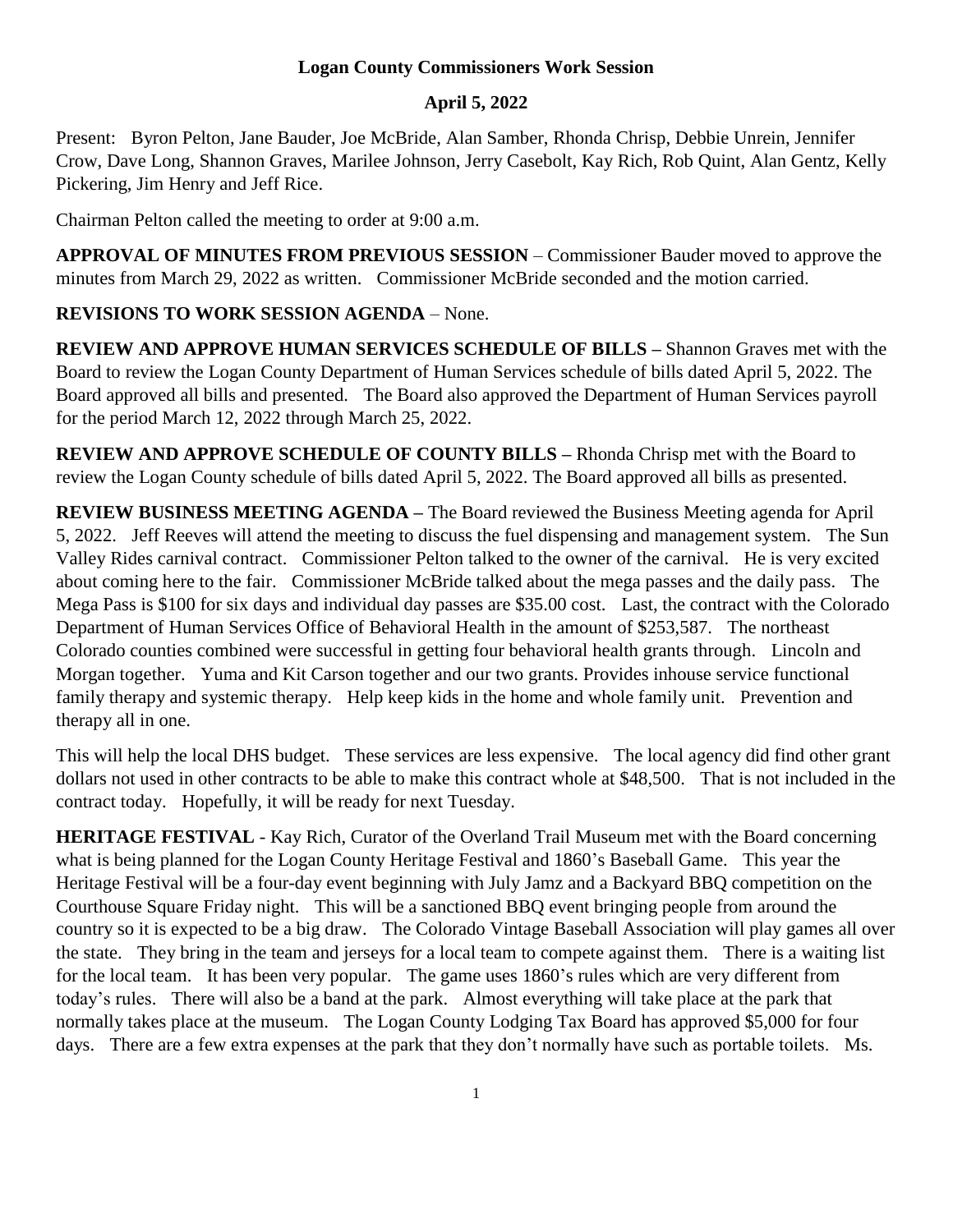**Logan County Commissioners Work Session**

**April 5, 2022**

Present: Byron Pelton, Jane Bauder, Joe McBride, Alan Samber, Rhonda Chrisp, Debbie Unrein, Jennifer Crow, Dave Long, Shannon Graves, Marilee Johnson, Jerry Casebolt, Kay Rich, Rob Quint, Alan Gentz, Kelly Pickering, Jim Henry and Jeff Rice.

Chairman Pelton called the meeting to order at 9:00 a.m.

**APPROVAL OF MINUTES FROM PREVIOUS SESSION** – Commissioner Bauder moved to approve the minutes from March 29, 2022 as written. Commissioner McBride seconded and the motion carried.

**REVISIONS TO WORK SESSION AGENDA** – None.

**REVIEW AND APPROVE HUMAN SERVICES SCHEDULE OF BILLS –** Shannon Graves met with the Board to review the Logan County Department of Human Services schedule of bills dated April 5, 2022. The Board approved all bills and presented. The Board also approved the Department of Human Services payroll for the period March 12, 2022 through March 25, 2022.

**REVIEW AND APPROVE SCHEDULE OF COUNTY BILLS –** Rhonda Chrisp met with the Board to review the Logan County schedule of bills dated April 5, 2022. The Board approved all bills as presented.

**REVIEW BUSINESS MEETING AGENDA –** The Board reviewed the Business Meeting agenda for April 5, 2022. Jeff Reeves will attend the meeting to discuss the fuel dispensing and management system. The Sun Valley Rides carnival contract. Commissioner Pelton talked to the owner of the carnival. He is very excited about coming here to the fair. Commissioner McBride talked about the mega passes and the daily pass. The Mega Pass is $100 for six days and individual day passes are $35.00 cost. Last, the contract with the Colorado Department of Human Services Office of Behavioral Health in the amount of $253,587. The northeast Colorado counties combined were successful in getting four behavioral health grants through. Lincoln and Morgan together. Yuma and Kit Carson together and our two grants. Provides inhouse service functional family therapy and systemic therapy. Help keep kids in the home and whole family unit. Prevention and therapy all in one.

This will help the local DHS budget. These services are less expensive. The local agency did find other grant dollars not used in other contracts to be able to make this contract whole at $48,500. That is not included in the contract today. Hopefully, it will be ready for next Tuesday.

**HERITAGE FESTIVAL** - Kay Rich, Curator of the Overland Trail Museum met with the Board concerning what is being planned for the Logan County Heritage Festival and 1860's Baseball Game. This year the Heritage Festival will be a four-day event beginning with July Jamz and a Backyard BBQ competition on the Courthouse Square Friday night. This will be a sanctioned BBQ event bringing people from around the country so it is expected to be a big draw. The Colorado Vintage Baseball Association will play games all over the state. They bring in the team and jerseys for a local team to compete against them. There is a waiting list for the local team. It has been very popular. The game uses 1860's rules which are very different from today's rules. There will also be a band at the park. Almost everything will take place at the park that normally takes place at the museum. The Logan County Lodging Tax Board has approved $5,000 for four days. There are a few extra expenses at the park that they don't normally have such as portable toilets. Ms.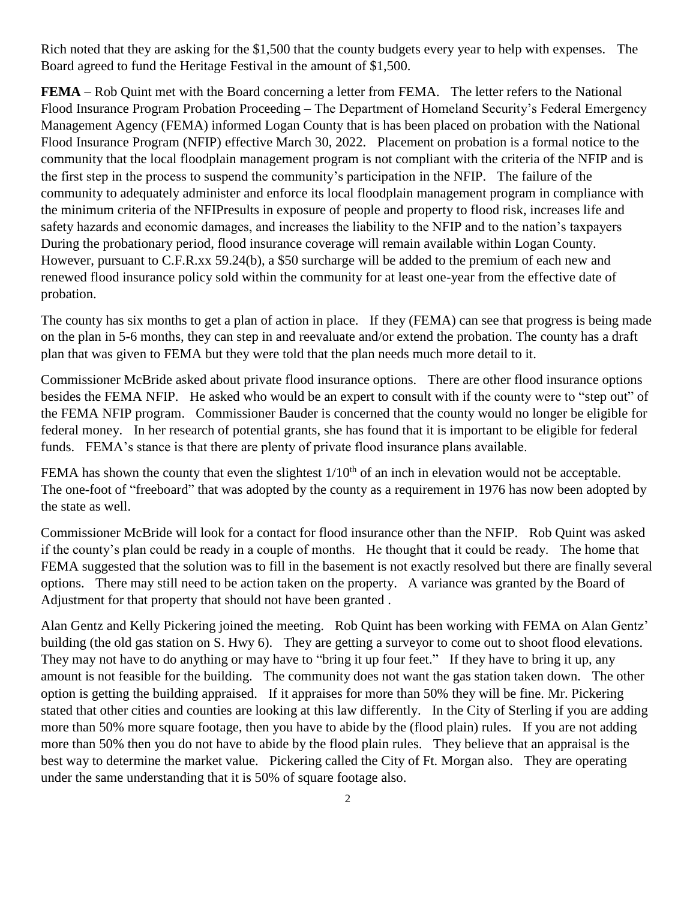Rich noted that they are asking for the $1,500 that the county budgets every year to help with expenses. The Board agreed to fund the Heritage Festival in the amount of $1,500.

**FEMA** – Rob Quint met with the Board concerning a letter from FEMA. The letter refers to the National Flood Insurance Program Probation Proceeding – The Department of Homeland Security's Federal Emergency Management Agency (FEMA) informed Logan County that is has been placed on probation with the National Flood Insurance Program (NFIP) effective March 30, 2022. Placement on probation is a formal notice to the community that the local floodplain management program is not compliant with the criteria of the NFIP and is the first step in the process to suspend the community's participation in the NFIP. The failure of the community to adequately administer and enforce its local floodplain management program in compliance with the minimum criteria of the NFIPresults in exposure of people and property to flood risk, increases life and safety hazards and economic damages, and increases the liability to the NFIP and to the nation's taxpayers During the probationary period, flood insurance coverage will remain available within Logan County. However, pursuant to C.F.R.xx 59.24(b), a $50 surcharge will be added to the premium of each new and renewed flood insurance policy sold within the community for at least one-year from the effective date of probation.

The county has six months to get a plan of action in place. If they (FEMA) can see that progress is being made on the plan in 5-6 months, they can step in and reevaluate and/or extend the probation. The county has a draft plan that was given to FEMA but they were told that the plan needs much more detail to it.

Commissioner McBride asked about private flood insurance options. There are other flood insurance options besides the FEMA NFIP. He asked who would be an expert to consult with if the county were to "step out" of the FEMA NFIP program. Commissioner Bauder is concerned that the county would no longer be eligible for federal money. In her research of potential grants, she has found that it is important to be eligible for federal funds. FEMA's stance is that there are plenty of private flood insurance plans available.

FEMA has shown the county that even the slightest 1/10th of an inch in elevation would not be acceptable. The one-foot of "freeboard" that was adopted by the county as a requirement in 1976 has now been adopted by the state as well.

Commissioner McBride will look for a contact for flood insurance other than the NFIP. Rob Quint was asked if the county's plan could be ready in a couple of months. He thought that it could be ready. The home that FEMA suggested that the solution was to fill in the basement is not exactly resolved but there are finally several options. There may still need to be action taken on the property. A variance was granted by the Board of Adjustment for that property that should not have been granted .

Alan Gentz and Kelly Pickering joined the meeting. Rob Quint has been working with FEMA on Alan Gentz' building (the old gas station on S. Hwy 6). They are getting a surveyor to come out to shoot flood elevations. They may not have to do anything or may have to "bring it up four feet." If they have to bring it up, any amount is not feasible for the building. The community does not want the gas station taken down. The other option is getting the building appraised. If it appraises for more than 50% they will be fine. Mr. Pickering stated that other cities and counties are looking at this law differently. In the City of Sterling if you are adding more than 50% more square footage, then you have to abide by the (flood plain) rules. If you are not adding more than 50% then you do not have to abide by the flood plain rules. They believe that an appraisal is the best way to determine the market value. Pickering called the City of Ft. Morgan also. They are operating under the same understanding that it is 50% of square footage also.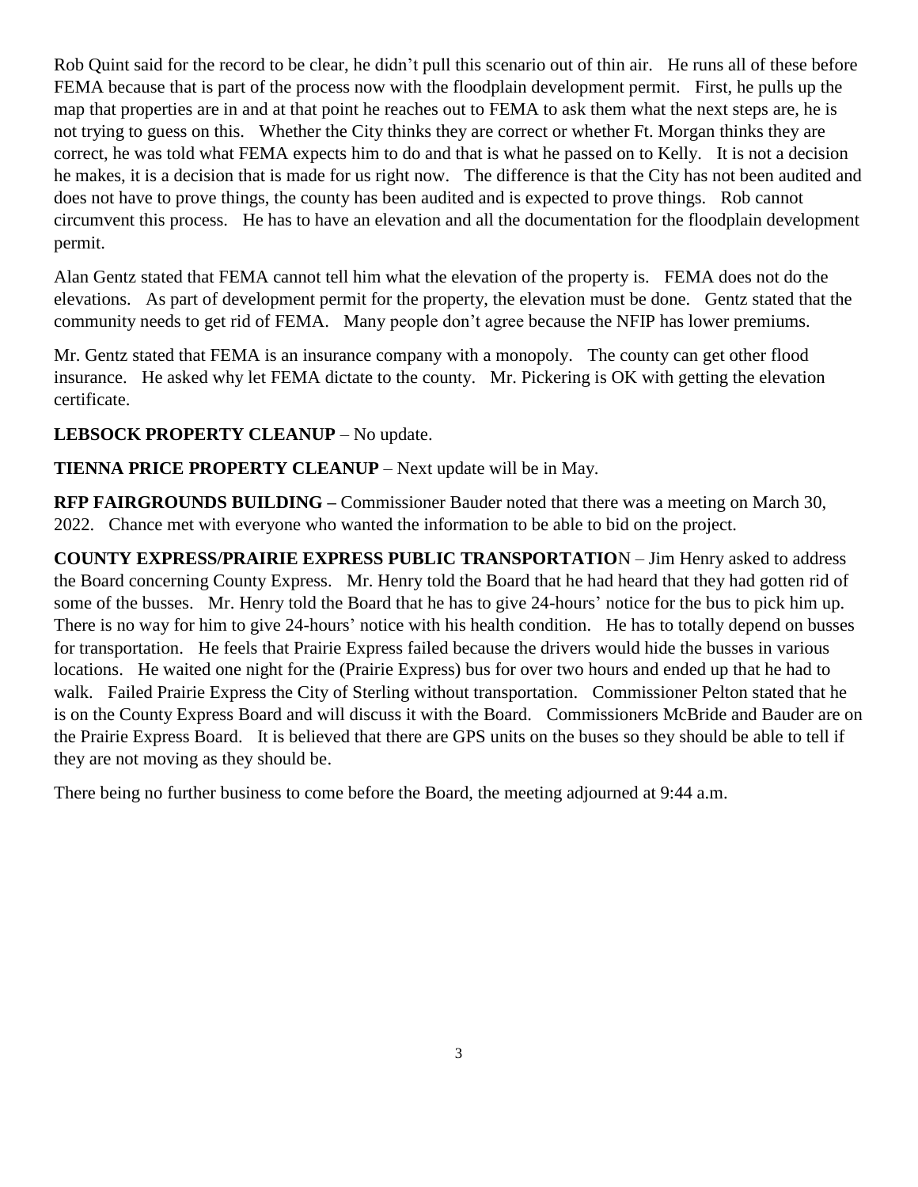Rob Quint said for the record to be clear, he didn't pull this scenario out of thin air. He runs all of these before FEMA because that is part of the process now with the floodplain development permit. First, he pulls up the map that properties are in and at that point he reaches out to FEMA to ask them what the next steps are, he is not trying to guess on this. Whether the City thinks they are correct or whether Ft. Morgan thinks they are correct, he was told what FEMA expects him to do and that is what he passed on to Kelly. It is not a decision he makes, it is a decision that is made for us right now. The difference is that the City has not been audited and does not have to prove things, the county has been audited and is expected to prove things. Rob cannot circumvent this process. He has to have an elevation and all the documentation for the floodplain development permit.

Alan Gentz stated that FEMA cannot tell him what the elevation of the property is. FEMA does not do the elevations. As part of development permit for the property, the elevation must be done. Gentz stated that the community needs to get rid of FEMA. Many people don't agree because the NFIP has lower premiums.

Mr. Gentz stated that FEMA is an insurance company with a monopoly. The county can get other flood insurance. He asked why let FEMA dictate to the county. Mr. Pickering is OK with getting the elevation certificate.

**LEBSOCK PROPERTY CLEANUP** – No update.

**TIENNA PRICE PROPERTY CLEANUP** – Next update will be in May.

**RFP FAIRGROUNDS BUILDING –** Commissioner Bauder noted that there was a meeting on March 30, 2022. Chance met with everyone who wanted the information to be able to bid on the project.

**COUNTY EXPRESS/PRAIRIE EXPRESS PUBLIC TRANSPORTATIO**N – Jim Henry asked to address the Board concerning County Express. Mr. Henry told the Board that he had heard that they had gotten rid of some of the busses. Mr. Henry told the Board that he has to give 24-hours' notice for the bus to pick him up. There is no way for him to give 24-hours' notice with his health condition. He has to totally depend on busses for transportation. He feels that Prairie Express failed because the drivers would hide the busses in various locations. He waited one night for the (Prairie Express) bus for over two hours and ended up that he had to walk. Failed Prairie Express the City of Sterling without transportation. Commissioner Pelton stated that he is on the County Express Board and will discuss it with the Board. Commissioners McBride and Bauder are on the Prairie Express Board. It is believed that there are GPS units on the buses so they should be able to tell if they are not moving as they should be.

There being no further business to come before the Board, the meeting adjourned at 9:44 a.m.